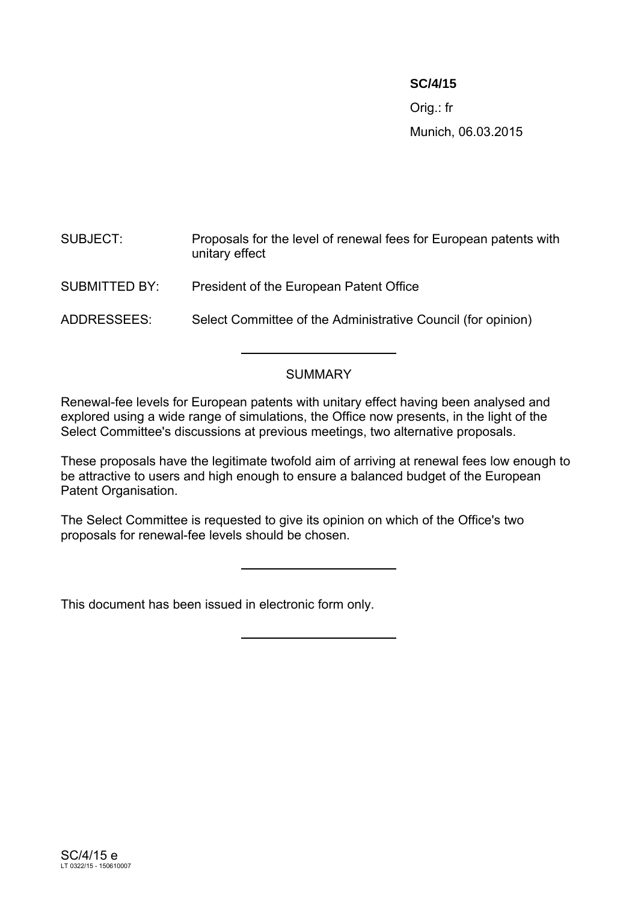**SC/4/15**

Orig.: fr

Munich, 06.03.2015

| | |
|---|---|
| SUBJECT: | Proposals for the level of renewal fees for European patents with unitary effect |
| SUBMITTED BY: | President of the European Patent Office |
| ADDRESSEES: | Select Committee of the Administrative Council (for opinion) |

---

SUMMARY

Renewal-fee levels for European patents with unitary effect having been analysed and explored using a wide range of simulations, the Office now presents, in the light of the Select Committee's discussions at previous meetings, two alternative proposals.

These proposals have the legitimate twofold aim of arriving at renewal fees low enough to be attractive to users and high enough to ensure a balanced budget of the European Patent Organisation.

The Select Committee is requested to give its opinion on which of the Office's two proposals for renewal-fee levels should be chosen.

---

This document has been issued in electronic form only.

---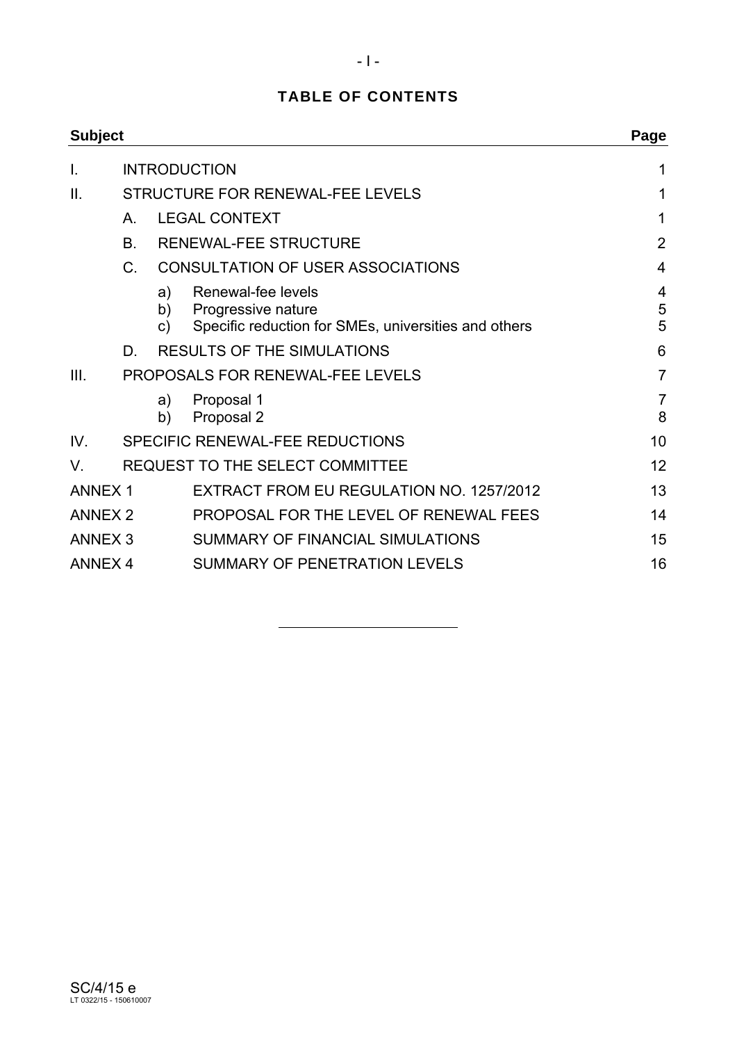# TABLE OF CONTENTS

| Subject | | | | Page |
|---|---|---|---|---|
| I. | INTRODUCTION | | | 1 |
| II. | STRUCTURE FOR RENEWAL-FEE LEVELS | | | 1 |
| | A. | LEGAL CONTEXT | | 1 |
| | B. | RENEWAL-FEE STRUCTURE | | 2 |
| | C. | CONSULTATION OF USER ASSOCIATIONS | | 4 |
| | | a) | Renewal-fee levels | 4 |
| | | b) | Progressive nature | 5 |
| | | c) | Specific reduction for SMEs, universities and others | 5 |
| | D. | RESULTS OF THE SIMULATIONS | | 6 |
| III. | PROPOSALS FOR RENEWAL-FEE LEVELS | | | 7 |
| | | a) | Proposal 1 | 7 |
| | | b) | Proposal 2 | 8 |
| IV. | SPECIFIC RENEWAL-FEE REDUCTIONS | | | 10 |
| V. | REQUEST TO THE SELECT COMMITTEE | | | 12 |
| ANNEX 1 | | | EXTRACT FROM EU REGULATION NO. 1257/2012 | 13 |
| ANNEX 2 | | | PROPOSAL FOR THE LEVEL OF RENEWAL FEES | 14 |
| ANNEX 3 | | | SUMMARY OF FINANCIAL SIMULATIONS | 15 |
| ANNEX 4 | | | SUMMARY OF PENETRATION LEVELS | 16 |

SC/4/15 e
LT 0322/15 - 150610007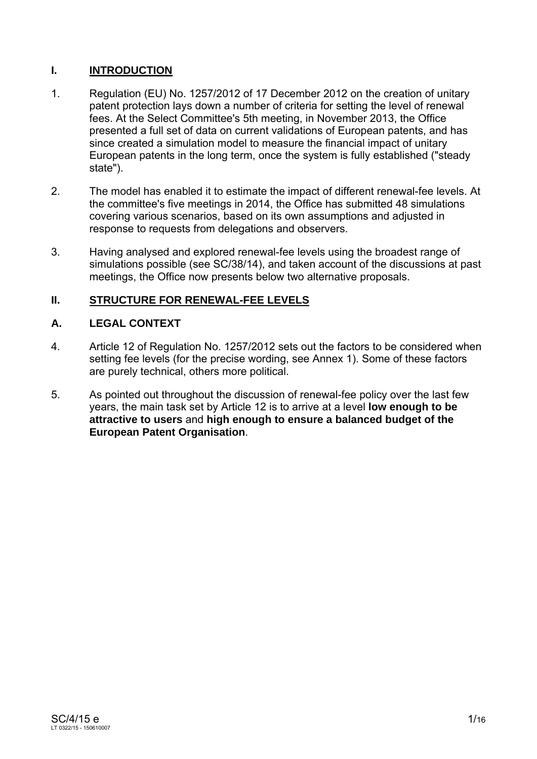## I. INTRODUCTION

1. Regulation (EU) No. 1257/2012 of 17 December 2012 on the creation of unitary patent protection lays down a number of criteria for setting the level of renewal fees. At the Select Committee's 5th meeting, in November 2013, the Office presented a full set of data on current validations of European patents, and has since created a simulation model to measure the financial impact of unitary European patents in the long term, once the system is fully established ("steady state").

2. The model has enabled it to estimate the impact of different renewal-fee levels. At the committee's five meetings in 2014, the Office has submitted 48 simulations covering various scenarios, based on its own assumptions and adjusted in response to requests from delegations and observers.

3. Having analysed and explored renewal-fee levels using the broadest range of simulations possible (see SC/38/14), and taken account of the discussions at past meetings, the Office now presents below two alternative proposals.

## II. STRUCTURE FOR RENEWAL-FEE LEVELS

### A. LEGAL CONTEXT

4. Article 12 of Regulation No. 1257/2012 sets out the factors to be considered when setting fee levels (for the precise wording, see Annex 1). Some of these factors are purely technical, others more political.

5. As pointed out throughout the discussion of renewal-fee policy over the last few years, the main task set by Article 12 is to arrive at a level **low enough to be attractive to users** and **high enough to ensure a balanced budget of the European Patent Organisation**.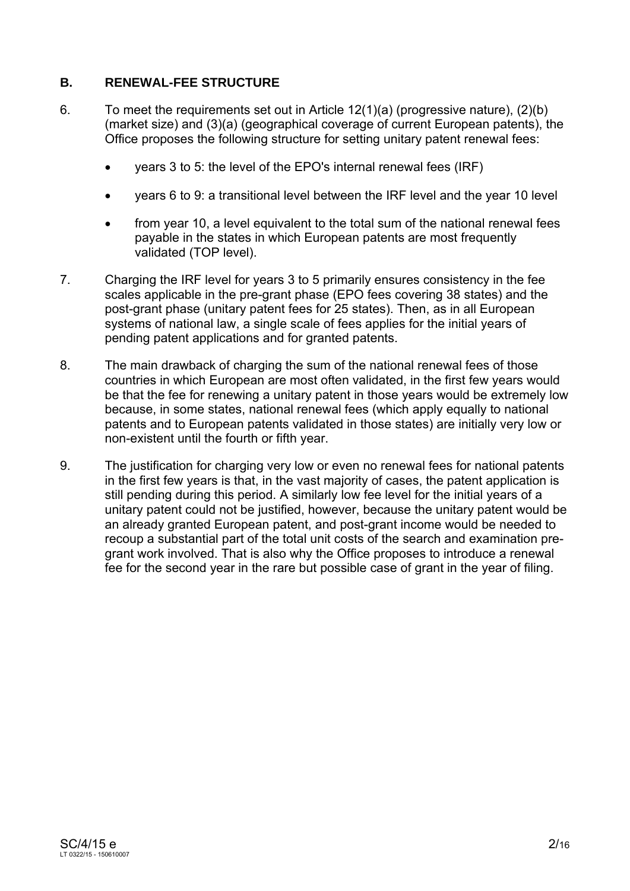## B. RENEWAL-FEE STRUCTURE

6. To meet the requirements set out in Article 12(1)(a) (progressive nature), (2)(b) (market size) and (3)(a) (geographical coverage of current European patents), the Office proposes the following structure for setting unitary patent renewal fees:

   - years 3 to 5: the level of the EPO's internal renewal fees (IRF)
   - years 6 to 9: a transitional level between the IRF level and the year 10 level
   - from year 10, a level equivalent to the total sum of the national renewal fees payable in the states in which European patents are most frequently validated (TOP level).

7. Charging the IRF level for years 3 to 5 primarily ensures consistency in the fee scales applicable in the pre-grant phase (EPO fees covering 38 states) and the post-grant phase (unitary patent fees for 25 states). Then, as in all European systems of national law, a single scale of fees applies for the initial years of pending patent applications and for granted patents.

8. The main drawback of charging the sum of the national renewal fees of those countries in which European are most often validated, in the first few years would be that the fee for renewing a unitary patent in those years would be extremely low because, in some states, national renewal fees (which apply equally to national patents and to European patents validated in those states) are initially very low or non-existent until the fourth or fifth year.

9. The justification for charging very low or even no renewal fees for national patents in the first few years is that, in the vast majority of cases, the patent application is still pending during this period. A similarly low fee level for the initial years of a unitary patent could not be justified, however, because the unitary patent would be an already granted European patent, and post-grant income would be needed to recoup a substantial part of the total unit costs of the search and examination pre-grant work involved. That is also why the Office proposes to introduce a renewal fee for the second year in the rare but possible case of grant in the year of filing.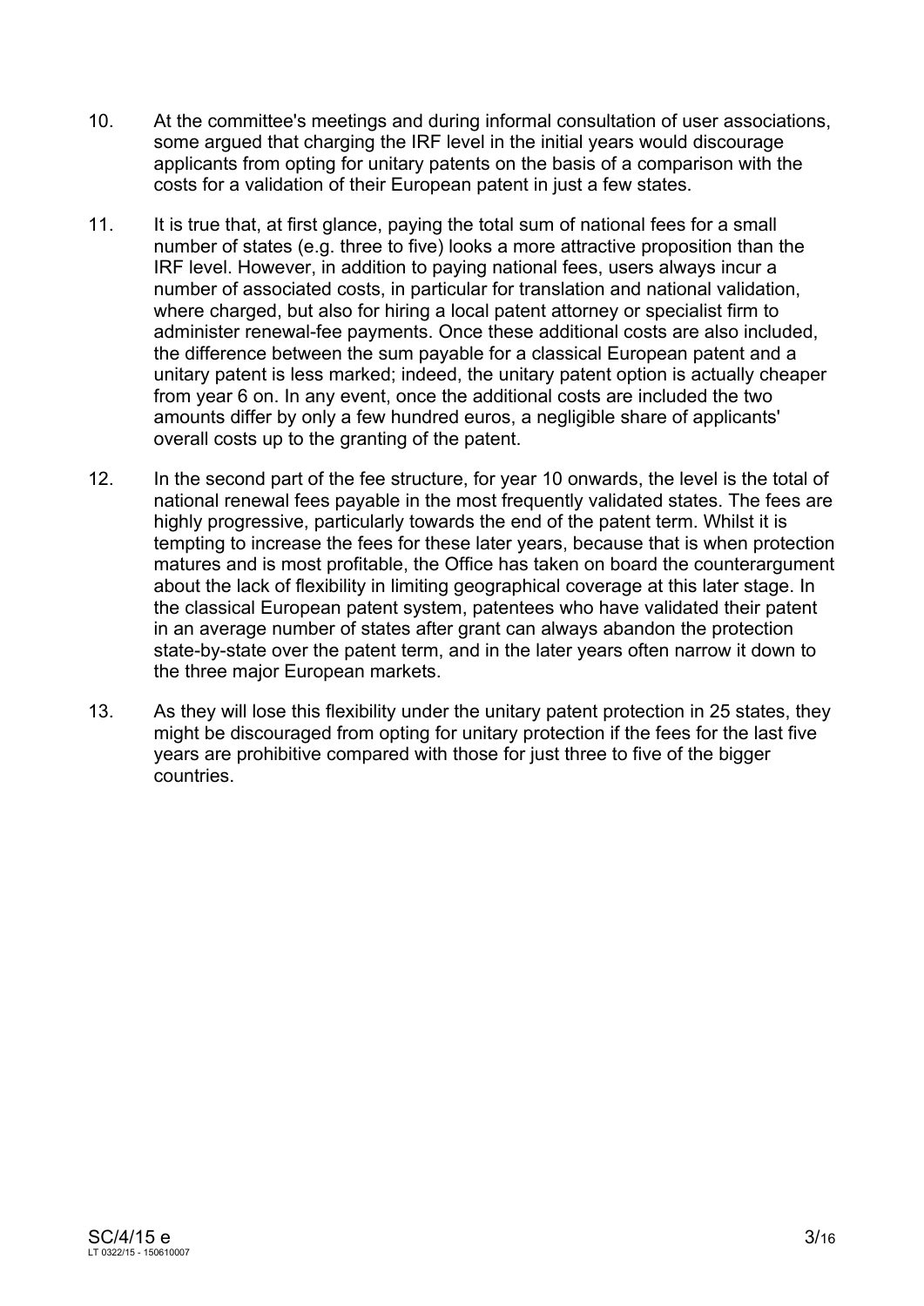10. At the committee's meetings and during informal consultation of user associations, some argued that charging the IRF level in the initial years would discourage applicants from opting for unitary patents on the basis of a comparison with the costs for a validation of their European patent in just a few states.

11. It is true that, at first glance, paying the total sum of national fees for a small number of states (e.g. three to five) looks a more attractive proposition than the IRF level. However, in addition to paying national fees, users always incur a number of associated costs, in particular for translation and national validation, where charged, but also for hiring a local patent attorney or specialist firm to administer renewal-fee payments. Once these additional costs are also included, the difference between the sum payable for a classical European patent and a unitary patent is less marked; indeed, the unitary patent option is actually cheaper from year 6 on. In any event, once the additional costs are included the two amounts differ by only a few hundred euros, a negligible share of applicants' overall costs up to the granting of the patent.

12. In the second part of the fee structure, for year 10 onwards, the level is the total of national renewal fees payable in the most frequently validated states. The fees are highly progressive, particularly towards the end of the patent term. Whilst it is tempting to increase the fees for these later years, because that is when protection matures and is most profitable, the Office has taken on board the counterargument about the lack of flexibility in limiting geographical coverage at this later stage. In the classical European patent system, patentees who have validated their patent in an average number of states after grant can always abandon the protection state-by-state over the patent term, and in the later years often narrow it down to the three major European markets.

13. As they will lose this flexibility under the unitary patent protection in 25 states, they might be discouraged from opting for unitary protection if the fees for the last five years are prohibitive compared with those for just three to five of the bigger countries.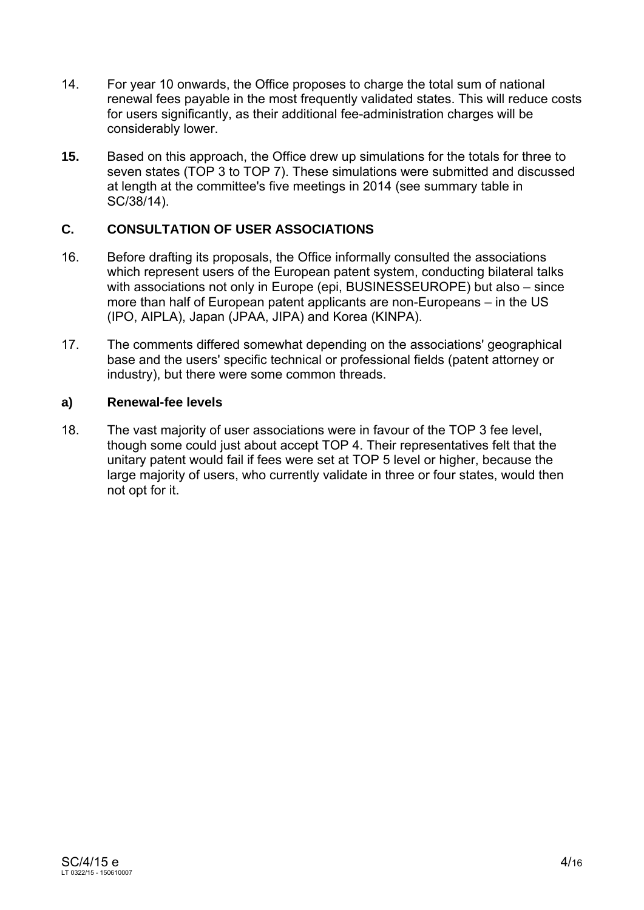14. For year 10 onwards, the Office proposes to charge the total sum of national renewal fees payable in the most frequently validated states. This will reduce costs for users significantly, as their additional fee-administration charges will be considerably lower.

**15.** Based on this approach, the Office drew up simulations for the totals for three to seven states (TOP 3 to TOP 7). These simulations were submitted and discussed at length at the committee's five meetings in 2014 (see summary table in SC/38/14).

## C. CONSULTATION OF USER ASSOCIATIONS

16. Before drafting its proposals, the Office informally consulted the associations which represent users of the European patent system, conducting bilateral talks with associations not only in Europe (epi, BUSINESSEUROPE) but also – since more than half of European patent applicants are non-Europeans – in the US (IPO, AIPLA), Japan (JPAA, JIPA) and Korea (KINPA).

17. The comments differed somewhat depending on the associations' geographical base and the users' specific technical or professional fields (patent attorney or industry), but there were some common threads.

### a) Renewal-fee levels

18. The vast majority of user associations were in favour of the TOP 3 fee level, though some could just about accept TOP 4. Their representatives felt that the unitary patent would fail if fees were set at TOP 5 level or higher, because the large majority of users, who currently validate in three or four states, would then not opt for it.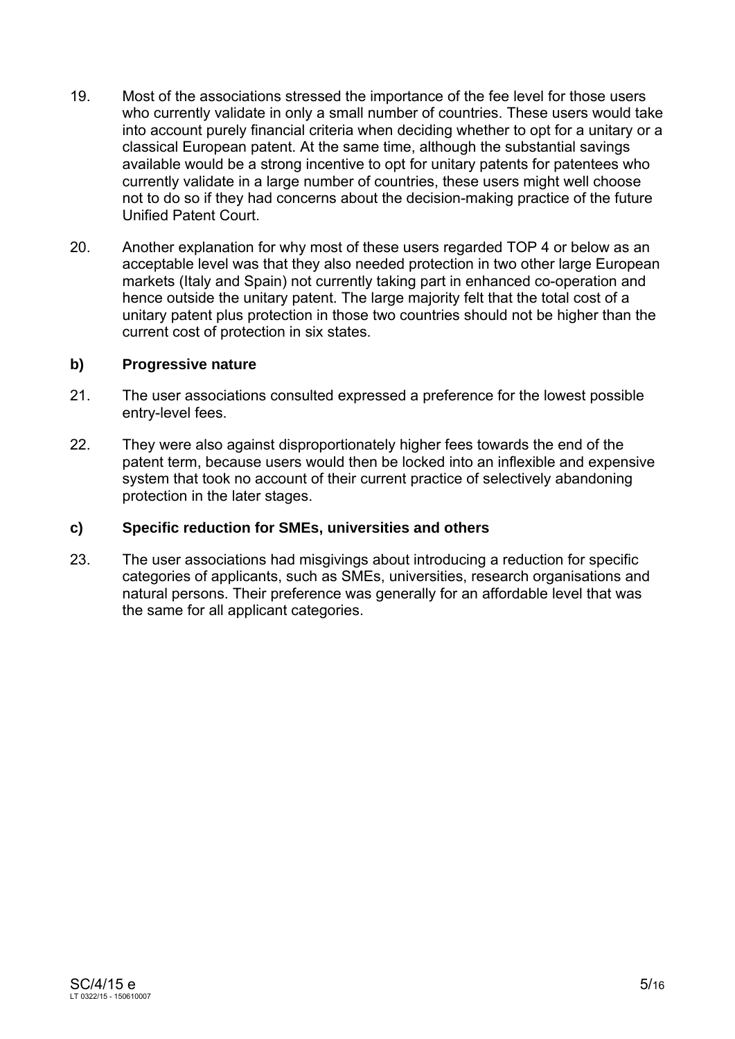19. Most of the associations stressed the importance of the fee level for those users who currently validate in only a small number of countries. These users would take into account purely financial criteria when deciding whether to opt for a unitary or a classical European patent. At the same time, although the substantial savings available would be a strong incentive to opt for unitary patents for patentees who currently validate in a large number of countries, these users might well choose not to do so if they had concerns about the decision-making practice of the future Unified Patent Court.

20. Another explanation for why most of these users regarded TOP 4 or below as an acceptable level was that they also needed protection in two other large European markets (Italy and Spain) not currently taking part in enhanced co-operation and hence outside the unitary patent. The large majority felt that the total cost of a unitary patent plus protection in those two countries should not be higher than the current cost of protection in six states.

**b) Progressive nature**

21. The user associations consulted expressed a preference for the lowest possible entry-level fees.

22. They were also against disproportionately higher fees towards the end of the patent term, because users would then be locked into an inflexible and expensive system that took no account of their current practice of selectively abandoning protection in the later stages.

**c) Specific reduction for SMEs, universities and others**

23. The user associations had misgivings about introducing a reduction for specific categories of applicants, such as SMEs, universities, research organisations and natural persons. Their preference was generally for an affordable level that was the same for all applicant categories.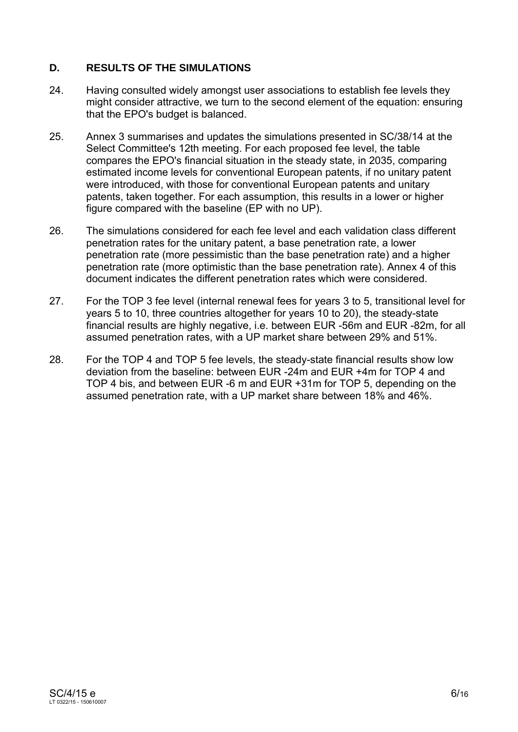## D. RESULTS OF THE SIMULATIONS

24. Having consulted widely amongst user associations to establish fee levels they might consider attractive, we turn to the second element of the equation: ensuring that the EPO's budget is balanced.

25. Annex 3 summarises and updates the simulations presented in SC/38/14 at the Select Committee's 12th meeting. For each proposed fee level, the table compares the EPO's financial situation in the steady state, in 2035, comparing estimated income levels for conventional European patents, if no unitary patent were introduced, with those for conventional European patents and unitary patents, taken together. For each assumption, this results in a lower or higher figure compared with the baseline (EP with no UP).

26. The simulations considered for each fee level and each validation class different penetration rates for the unitary patent, a base penetration rate, a lower penetration rate (more pessimistic than the base penetration rate) and a higher penetration rate (more optimistic than the base penetration rate). Annex 4 of this document indicates the different penetration rates which were considered.

27. For the TOP 3 fee level (internal renewal fees for years 3 to 5, transitional level for years 5 to 10, three countries altogether for years 10 to 20), the steady-state financial results are highly negative, i.e. between EUR -56m and EUR -82m, for all assumed penetration rates, with a UP market share between 29% and 51%.

28. For the TOP 4 and TOP 5 fee levels, the steady-state financial results show low deviation from the baseline: between EUR -24m and EUR +4m for TOP 4 and TOP 4 bis, and between EUR -6 m and EUR +31m for TOP 5, depending on the assumed penetration rate, with a UP market share between 18% and 46%.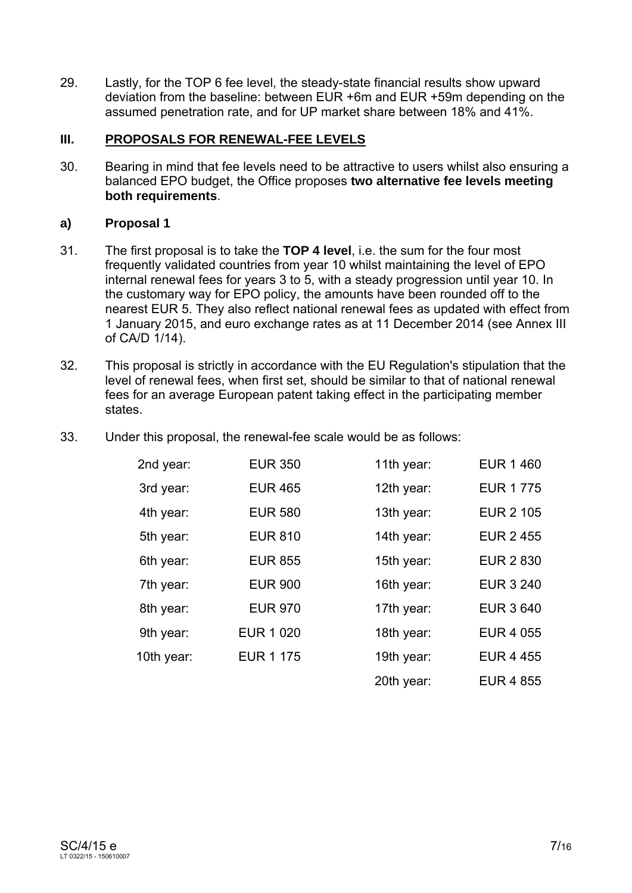29. Lastly, for the TOP 6 fee level, the steady-state financial results show upward deviation from the baseline: between EUR +6m and EUR +59m depending on the assumed penetration rate, and for UP market share between 18% and 41%.

## III. PROPOSALS FOR RENEWAL-FEE LEVELS

30. Bearing in mind that fee levels need to be attractive to users whilst also ensuring a balanced EPO budget, the Office proposes **two alternative fee levels meeting both requirements**.

### a) Proposal 1

31. The first proposal is to take the **TOP 4 level**, i.e. the sum for the four most frequently validated countries from year 10 whilst maintaining the level of EPO internal renewal fees for years 3 to 5, with a steady progression until year 10. In the customary way for EPO policy, the amounts have been rounded off to the nearest EUR 5. They also reflect national renewal fees as updated with effect from 1 January 2015, and euro exchange rates as at 11 December 2014 (see Annex III of CA/D 1/14).

32. This proposal is strictly in accordance with the EU Regulation's stipulation that the level of renewal fees, when first set, should be similar to that of national renewal fees for an average European patent taking effect in the participating member states.

33. Under this proposal, the renewal-fee scale would be as follows:

| | | | |
|---|---|---|---|
| 2nd year: | EUR 350 | 11th year: | EUR 1 460 |
| 3rd year: | EUR 465 | 12th year: | EUR 1 775 |
| 4th year: | EUR 580 | 13th year: | EUR 2 105 |
| 5th year: | EUR 810 | 14th year: | EUR 2 455 |
| 6th year: | EUR 855 | 15th year: | EUR 2 830 |
| 7th year: | EUR 900 | 16th year: | EUR 3 240 |
| 8th year: | EUR 970 | 17th year: | EUR 3 640 |
| 9th year: | EUR 1 020 | 18th year: | EUR 4 055 |
| 10th year: | EUR 1 175 | 19th year: | EUR 4 455 |
| | | 20th year: | EUR 4 855 |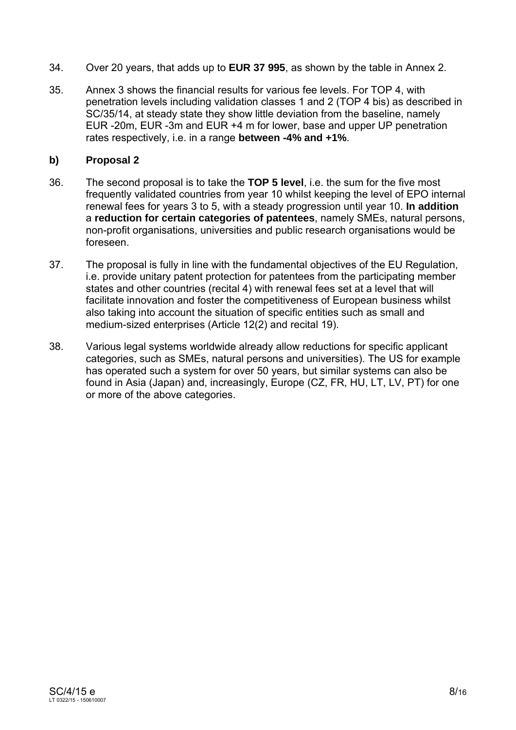34. Over 20 years, that adds up to **EUR 37 995**, as shown by the table in Annex 2.

35. Annex 3 shows the financial results for various fee levels. For TOP 4, with penetration levels including validation classes 1 and 2 (TOP 4 bis) as described in SC/35/14, at steady state they show little deviation from the baseline, namely EUR -20m, EUR -3m and EUR +4 m for lower, base and upper UP penetration rates respectively, i.e. in a range **between -4% and +1%**.

### b) Proposal 2

36. The second proposal is to take the **TOP 5 level**, i.e. the sum for the five most frequently validated countries from year 10 whilst keeping the level of EPO internal renewal fees for years 3 to 5, with a steady progression until year 10. **In addition** a **reduction for certain categories of patentees**, namely SMEs, natural persons, non-profit organisations, universities and public research organisations would be foreseen.

37. The proposal is fully in line with the fundamental objectives of the EU Regulation, i.e. provide unitary patent protection for patentees from the participating member states and other countries (recital 4) with renewal fees set at a level that will facilitate innovation and foster the competitiveness of European business whilst also taking into account the situation of specific entities such as small and medium-sized enterprises (Article 12(2) and recital 19).

38. Various legal systems worldwide already allow reductions for specific applicant categories, such as SMEs, natural persons and universities). The US for example has operated such a system for over 50 years, but similar systems can also be found in Asia (Japan) and, increasingly, Europe (CZ, FR, HU, LT, LV, PT) for one or more of the above categories.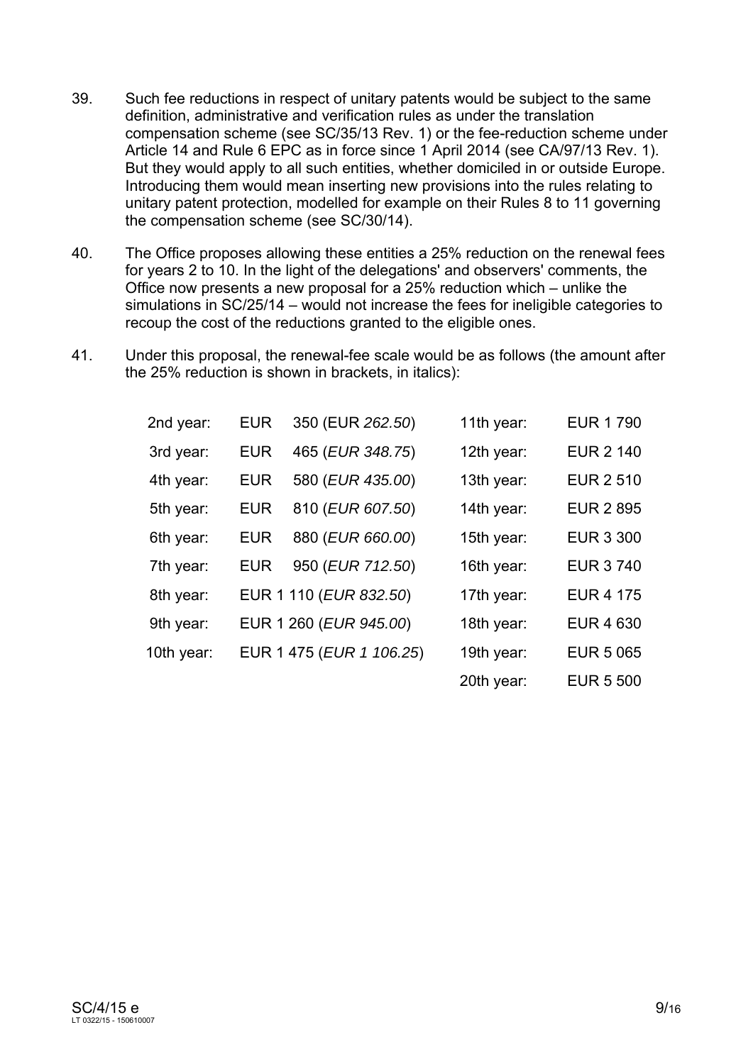39. Such fee reductions in respect of unitary patents would be subject to the same definition, administrative and verification rules as under the translation compensation scheme (see SC/35/13 Rev. 1) or the fee-reduction scheme under Article 14 and Rule 6 EPC as in force since 1 April 2014 (see CA/97/13 Rev. 1). But they would apply to all such entities, whether domiciled in or outside Europe. Introducing them would mean inserting new provisions into the rules relating to unitary patent protection, modelled for example on their Rules 8 to 11 governing the compensation scheme (see SC/30/14).

40. The Office proposes allowing these entities a 25% reduction on the renewal fees for years 2 to 10. In the light of the delegations' and observers' comments, the Office now presents a new proposal for a 25% reduction which – unlike the simulations in SC/25/14 – would not increase the fees for ineligible categories to recoup the cost of the reductions granted to the eligible ones.

41. Under this proposal, the renewal-fee scale would be as follows (the amount after the 25% reduction is shown in brackets, in italics):

| | | | |
|---|---|---|---|
| 2nd year: | EUR 350 (EUR *262.50*) | 11th year: | EUR 1 790 |
| 3rd year: | EUR 465 (*EUR 348.75*) | 12th year: | EUR 2 140 |
| 4th year: | EUR 580 (*EUR 435.00*) | 13th year: | EUR 2 510 |
| 5th year: | EUR 810 (*EUR 607.50*) | 14th year: | EUR 2 895 |
| 6th year: | EUR 880 (*EUR 660.00*) | 15th year: | EUR 3 300 |
| 7th year: | EUR 950 (*EUR 712.50*) | 16th year: | EUR 3 740 |
| 8th year: | EUR 1 110 (*EUR 832.50*) | 17th year: | EUR 4 175 |
| 9th year: | EUR 1 260 (*EUR 945.00*) | 18th year: | EUR 4 630 |
| 10th year: | EUR 1 475 (*EUR 1 106.25*) | 19th year: | EUR 5 065 |
| | | 20th year: | EUR 5 500 |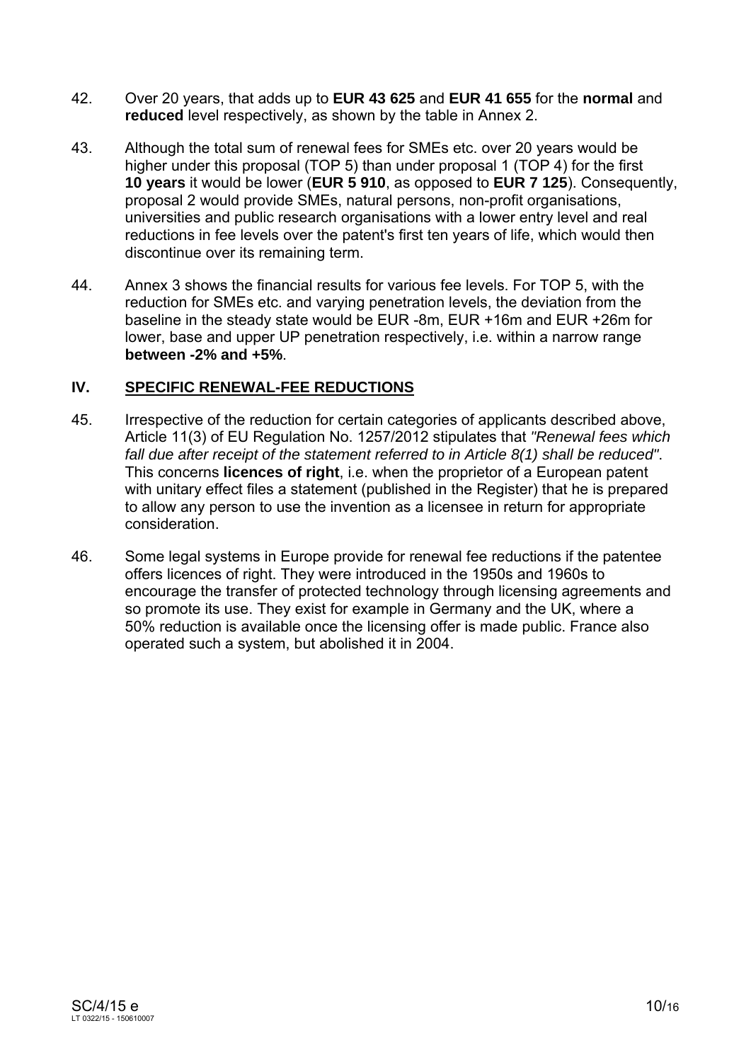42. Over 20 years, that adds up to **EUR 43 625** and **EUR 41 655** for the **normal** and **reduced** level respectively, as shown by the table in Annex 2.

43. Although the total sum of renewal fees for SMEs etc. over 20 years would be higher under this proposal (TOP 5) than under proposal 1 (TOP 4) for the first **10 years** it would be lower (**EUR 5 910**, as opposed to **EUR 7 125**). Consequently, proposal 2 would provide SMEs, natural persons, non-profit organisations, universities and public research organisations with a lower entry level and real reductions in fee levels over the patent's first ten years of life, which would then discontinue over its remaining term.

44. Annex 3 shows the financial results for various fee levels. For TOP 5, with the reduction for SMEs etc. and varying penetration levels, the deviation from the baseline in the steady state would be EUR -8m, EUR +16m and EUR +26m for lower, base and upper UP penetration respectively, i.e. within a narrow range **between -2% and +5%**.

## IV. SPECIFIC RENEWAL-FEE REDUCTIONS

45. Irrespective of the reduction for certain categories of applicants described above, Article 11(3) of EU Regulation No. 1257/2012 stipulates that *"Renewal fees which fall due after receipt of the statement referred to in Article 8(1) shall be reduced"*. This concerns **licences of right**, i.e. when the proprietor of a European patent with unitary effect files a statement (published in the Register) that he is prepared to allow any person to use the invention as a licensee in return for appropriate consideration.

46. Some legal systems in Europe provide for renewal fee reductions if the patentee offers licences of right. They were introduced in the 1950s and 1960s to encourage the transfer of protected technology through licensing agreements and so promote its use. They exist for example in Germany and the UK, where a 50% reduction is available once the licensing offer is made public. France also operated such a system, but abolished it in 2004.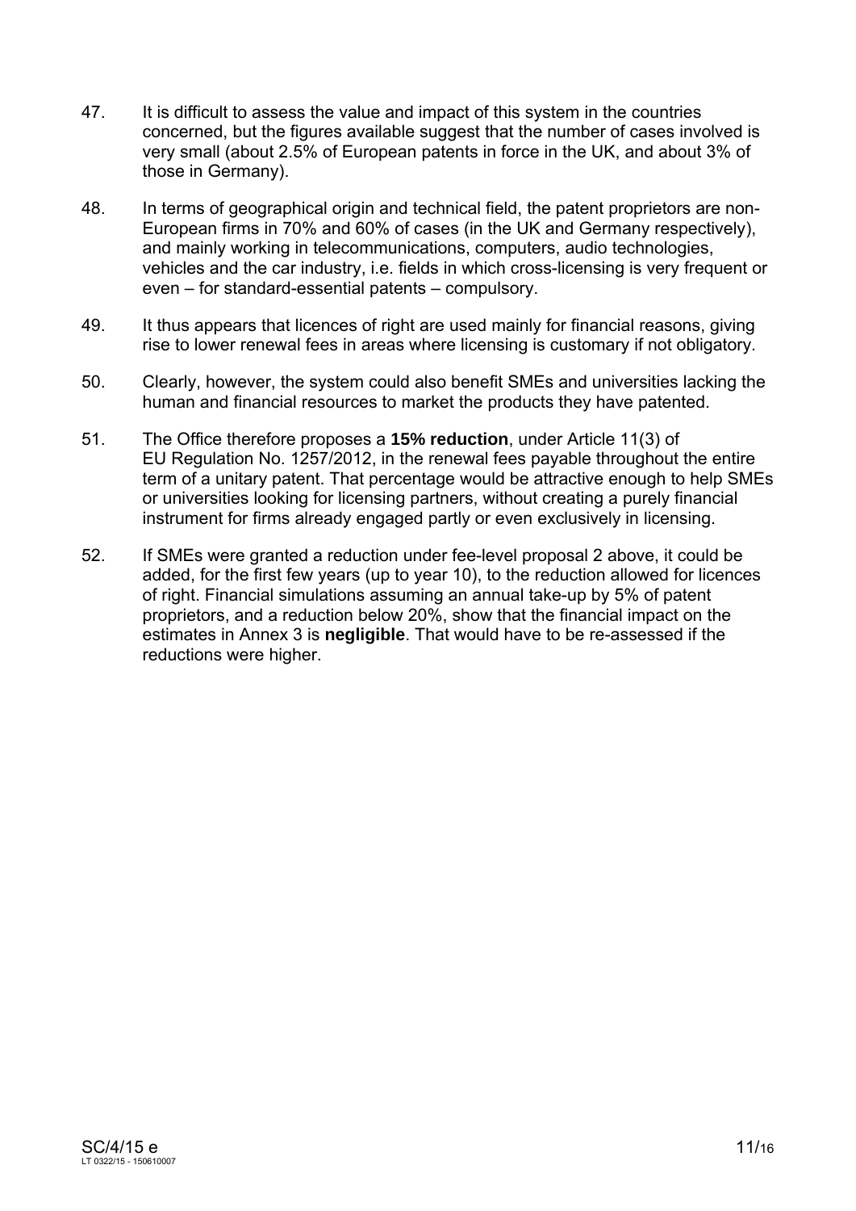47. It is difficult to assess the value and impact of this system in the countries concerned, but the figures available suggest that the number of cases involved is very small (about 2.5% of European patents in force in the UK, and about 3% of those in Germany).

48. In terms of geographical origin and technical field, the patent proprietors are non-European firms in 70% and 60% of cases (in the UK and Germany respectively), and mainly working in telecommunications, computers, audio technologies, vehicles and the car industry, i.e. fields in which cross-licensing is very frequent or even – for standard-essential patents – compulsory.

49. It thus appears that licences of right are used mainly for financial reasons, giving rise to lower renewal fees in areas where licensing is customary if not obligatory.

50. Clearly, however, the system could also benefit SMEs and universities lacking the human and financial resources to market the products they have patented.

51. The Office therefore proposes a **15% reduction**, under Article 11(3) of EU Regulation No. 1257/2012, in the renewal fees payable throughout the entire term of a unitary patent. That percentage would be attractive enough to help SMEs or universities looking for licensing partners, without creating a purely financial instrument for firms already engaged partly or even exclusively in licensing.

52. If SMEs were granted a reduction under fee-level proposal 2 above, it could be added, for the first few years (up to year 10), to the reduction allowed for licences of right. Financial simulations assuming an annual take-up by 5% of patent proprietors, and a reduction below 20%, show that the financial impact on the estimates in Annex 3 is **negligible**. That would have to be re-assessed if the reductions were higher.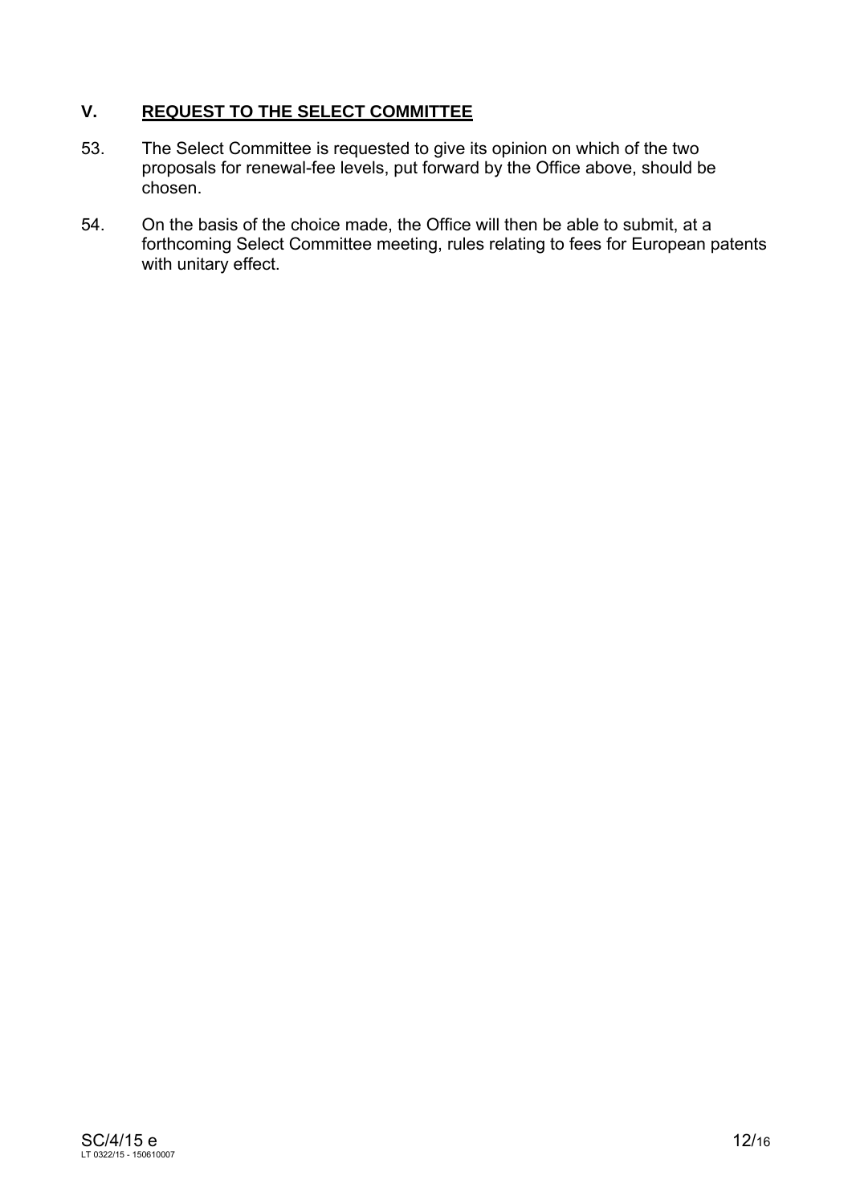## V. REQUEST TO THE SELECT COMMITTEE

53. The Select Committee is requested to give its opinion on which of the two proposals for renewal-fee levels, put forward by the Office above, should be chosen.

54. On the basis of the choice made, the Office will then be able to submit, at a forthcoming Select Committee meeting, rules relating to fees for European patents with unitary effect.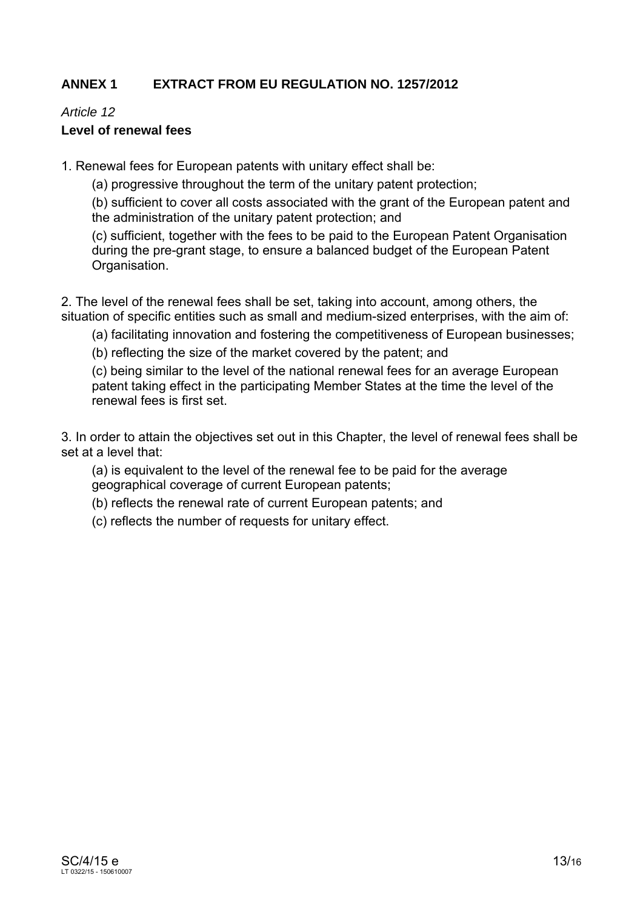## ANNEX 1 EXTRACT FROM EU REGULATION NO. 1257/2012

*Article 12*

**Level of renewal fees**

1. Renewal fees for European patents with unitary effect shall be:

   (a) progressive throughout the term of the unitary patent protection;

   (b) sufficient to cover all costs associated with the grant of the European patent and the administration of the unitary patent protection; and

   (c) sufficient, together with the fees to be paid to the European Patent Organisation during the pre-grant stage, to ensure a balanced budget of the European Patent Organisation.

2. The level of the renewal fees shall be set, taking into account, among others, the situation of specific entities such as small and medium-sized enterprises, with the aim of:

   (a) facilitating innovation and fostering the competitiveness of European businesses;

   (b) reflecting the size of the market covered by the patent; and

   (c) being similar to the level of the national renewal fees for an average European patent taking effect in the participating Member States at the time the level of the renewal fees is first set.

3. In order to attain the objectives set out in this Chapter, the level of renewal fees shall be set at a level that:

   (a) is equivalent to the level of the renewal fee to be paid for the average geographical coverage of current European patents;

   (b) reflects the renewal rate of current European patents; and

   (c) reflects the number of requests for unitary effect.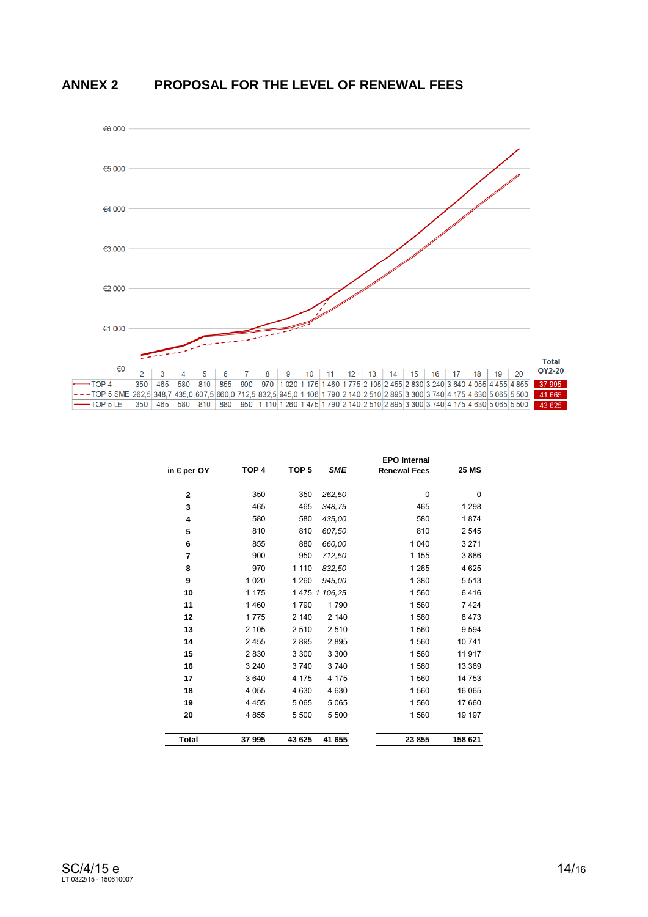## ANNEX 2 PROPOSAL FOR THE LEVEL OF RENEWAL FEES

€6 000
€5 000
€4 000
€3 000
€2 000
€1 000
€0

| | 2 | 3 | 4 | 5 | 6 | 7 | 8 | 9 | 10 | 11 | 12 | 13 | 14 | 15 | 16 | 17 | 18 | 19 | 20 | Total OY2-20 |
|---|---|---|---|---|---|---|---|---|---|---|---|---|---|---|---|---|---|---|---|---|
| TOP 4 | 350 | 465 | 580 | 810 | 855 | 900 | 970 | 1 020 | 1 175 | 1 460 | 1 775 | 2 105 | 2 455 | 2 830 | 3 240 | 3 640 | 4 055 | 4 455 | 4 855 | 37 995 |
| TOP 5 SME | 262,5 | 348,7 | 435,0 | 607,5 | 660,0 | 712,5 | 832,5 | 945,0 | 1 106 | 1 790 | 2 140 | 2 510 | 2 895 | 3 300 | 3 740 | 4 175 | 4 630 | 5 065 | 5 500 | 41 665 |
| TOP 5 LE | 350 | 465 | 580 | 810 | 880 | 950 | 1 110 | 1 260 | 1 475 | 1 790 | 2 140 | 2 510 | 2 895 | 3 300 | 3 740 | 4 175 | 4 630 | 5 065 | 5 500 | 43 625 |

| in € per OY | TOP 4 | TOP 5 | *SME* | EPO Internal Renewal Fees | 25 MS |
|---|---|---|---|---|---|
| **2** | 350 | 350 | *262,50* | 0 | 0 |
| **3** | 465 | 465 | *348,75* | 465 | 1 298 |
| **4** | 580 | 580 | *435,00* | 580 | 1 874 |
| **5** | 810 | 810 | *607,50* | 810 | 2 545 |
| **6** | 855 | 880 | *660,00* | 1 040 | 3 271 |
| **7** | 900 | 950 | *712,50* | 1 155 | 3 886 |
| **8** | 970 | 1 110 | *832,50* | 1 265 | 4 625 |
| **9** | 1 020 | 1 260 | *945,00* | 1 380 | 5 513 |
| **10** | 1 175 | 1 475 | *1 106,25* | 1 560 | 6 416 |
| **11** | 1 460 | 1 790 | 1 790 | 1 560 | 7 424 |
| **12** | 1 775 | 2 140 | 2 140 | 1 560 | 8 473 |
| **13** | 2 105 | 2 510 | 2 510 | 1 560 | 9 594 |
| **14** | 2 455 | 2 895 | 2 895 | 1 560 | 10 741 |
| **15** | 2 830 | 3 300 | 3 300 | 1 560 | 11 917 |
| **16** | 3 240 | 3 740 | 3 740 | 1 560 | 13 369 |
| **17** | 3 640 | 4 175 | 4 175 | 1 560 | 14 753 |
| **18** | 4 055 | 4 630 | 4 630 | 1 560 | 16 065 |
| **19** | 4 455 | 5 065 | 5 065 | 1 560 | 17 660 |
| **20** | 4 855 | 5 500 | 5 500 | 1 560 | 19 197 |
| **Total** | **37 995** | **43 625** | **41 655** | **23 855** | **158 621** |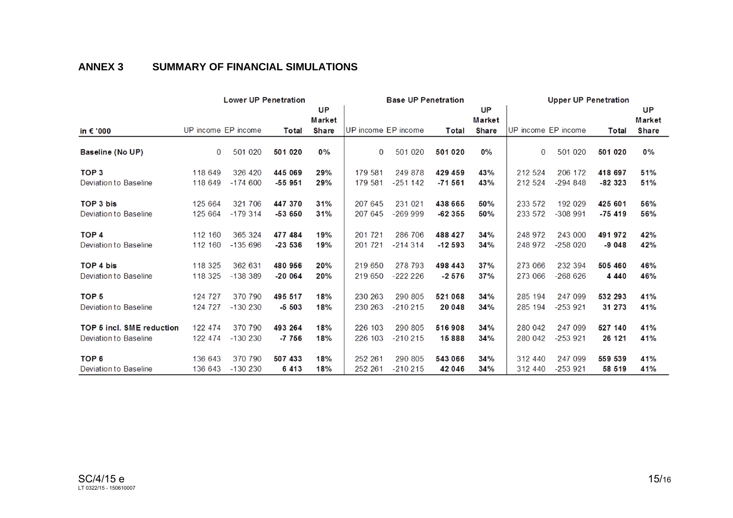## ANNEX 3 SUMMARY OF FINANCIAL SIMULATIONS

| in € '000 | Lower UP Penetration | | | | Base UP Penetration | | | | Upper UP Penetration | | | |
|---|---|---|---|---|---|---|---|---|---|---|---|---|
| | UP income | EP income | Total | UP Market Share | UP income | EP income | Total | UP Market Share | UP income | EP income | Total | UP Market Share |
| **Baseline (No UP)** | 0 | 501 020 | **501 020** | **0%** | 0 | 501 020 | **501 020** | **0%** | 0 | 501 020 | **501 020** | **0%** |
| **TOP 3** | 118 649 | 326 420 | **445 069** | **29%** | 179 581 | 249 878 | **429 459** | **43%** | 212 524 | 206 172 | **418 697** | **51%** |
| Deviation to Baseline | 118 649 | -174 600 | **-55 951** | **29%** | 179 581 | -251 142 | **-71 561** | **43%** | 212 524 | -294 848 | **-82 323** | **51%** |
| **TOP 3 bis** | 125 664 | 321 706 | **447 370** | **31%** | 207 645 | 231 021 | **438 665** | **50%** | 233 572 | 192 029 | **425 601** | **56%** |
| Deviation to Baseline | 125 664 | -179 314 | **-53 650** | **31%** | 207 645 | -269 999 | **-62 355** | **50%** | 233 572 | -308 991 | **-75 419** | **56%** |
| **TOP 4** | 112 160 | 365 324 | **477 484** | **19%** | 201 721 | 286 706 | **488 427** | **34%** | 248 972 | 243 000 | **491 972** | **42%** |
| Deviation to Baseline | 112 160 | -135 696 | **-23 536** | **19%** | 201 721 | -214 314 | **-12 593** | **34%** | 248 972 | -258 020 | **-9 048** | **42%** |
| **TOP 4 bis** | 118 325 | 362 631 | **480 956** | **20%** | 219 650 | 278 793 | **498 443** | **37%** | 273 066 | 232 394 | **505 460** | **46%** |
| Deviation to Baseline | 118 325 | -138 389 | **-20 064** | **20%** | 219 650 | -222 226 | **-2 576** | **37%** | 273 066 | -268 626 | **4 440** | **46%** |
| **TOP 5** | 124 727 | 370 790 | **495 517** | **18%** | 230 263 | 290 805 | **521 068** | **34%** | 285 194 | 247 099 | **532 293** | **41%** |
| Deviation to Baseline | 124 727 | -130 230 | **-5 503** | **18%** | 230 263 | -210 215 | **20 048** | **34%** | 285 194 | -253 921 | **31 273** | **41%** |
| **TOP 5 incl. SME reduction** | 122 474 | 370 790 | **493 264** | **18%** | 226 103 | 290 805 | **516 908** | **34%** | 280 042 | 247 099 | **527 140** | **41%** |
| Deviation to Baseline | 122 474 | -130 230 | **-7 756** | **18%** | 226 103 | -210 215 | **15 888** | **34%** | 280 042 | -253 921 | **26 121** | **41%** |
| **TOP 6** | 136 643 | 370 790 | **507 433** | **18%** | 252 261 | 290 805 | **543 066** | **34%** | 312 440 | 247 099 | **559 539** | **41%** |
| Deviation to Baseline | 136 643 | -130 230 | **6 413** | **18%** | 252 261 | -210 215 | **42 046** | **34%** | 312 440 | -253 921 | **58 519** | **41%** |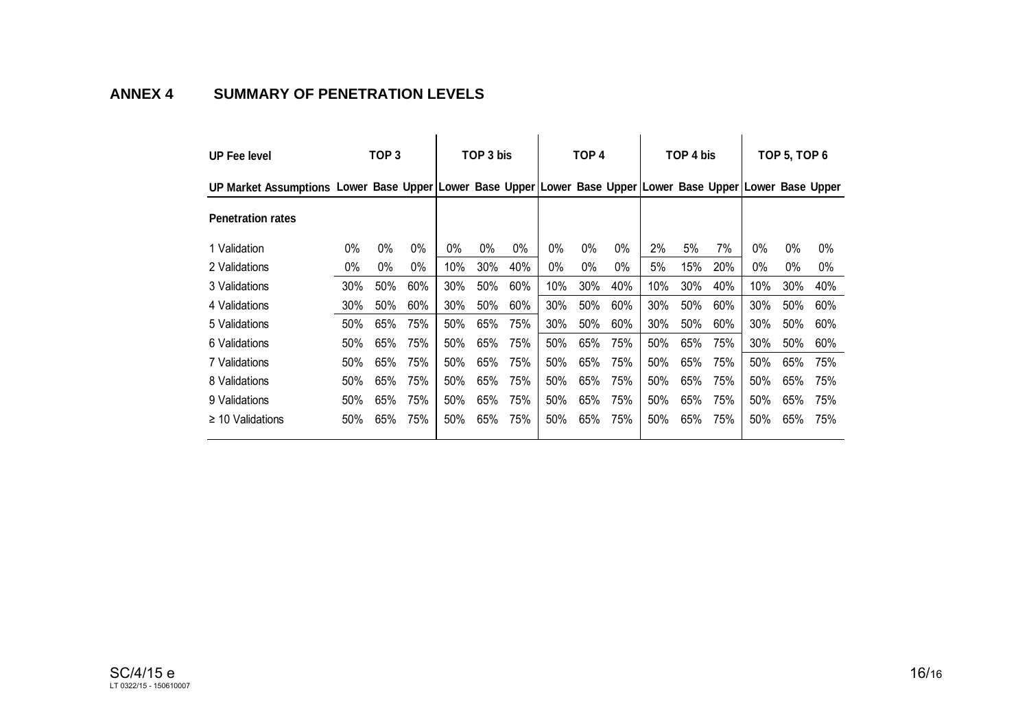## ANNEX 4 SUMMARY OF PENETRATION LEVELS

| UP Fee level | TOP 3 | | | TOP 3 bis | | | TOP 4 | | | TOP 4 bis | | | TOP 5, TOP 6 | | |
|---|---|---|---|---|---|---|---|---|---|---|---|---|---|---|---|
| UP Market Assumptions | Lower | Base | Upper | Lower | Base | Upper | Lower | Base | Upper | Lower | Base | Upper | Lower | Base | Upper |
| **Penetration rates** | | | | | | | | | | | | | | | |
| 1 Validation | 0% | 0% | 0% | 0% | 0% | 0% | 0% | 0% | 0% | 2% | 5% | 7% | 0% | 0% | 0% |
| 2 Validations | 0% | 0% | 0% | 10% | 30% | 40% | 0% | 0% | 0% | 5% | 15% | 20% | 0% | 0% | 0% |
| 3 Validations | 30% | 50% | 60% | 30% | 50% | 60% | 10% | 30% | 40% | 10% | 30% | 40% | 10% | 30% | 40% |
| 4 Validations | 30% | 50% | 60% | 30% | 50% | 60% | 30% | 50% | 60% | 30% | 50% | 60% | 30% | 50% | 60% |
| 5 Validations | 50% | 65% | 75% | 50% | 65% | 75% | 30% | 50% | 60% | 30% | 50% | 60% | 30% | 50% | 60% |
| 6 Validations | 50% | 65% | 75% | 50% | 65% | 75% | 50% | 65% | 75% | 50% | 65% | 75% | 30% | 50% | 60% |
| 7 Validations | 50% | 65% | 75% | 50% | 65% | 75% | 50% | 65% | 75% | 50% | 65% | 75% | 50% | 65% | 75% |
| 8 Validations | 50% | 65% | 75% | 50% | 65% | 75% | 50% | 65% | 75% | 50% | 65% | 75% | 50% | 65% | 75% |
| 9 Validations | 50% | 65% | 75% | 50% | 65% | 75% | 50% | 65% | 75% | 50% | 65% | 75% | 50% | 65% | 75% |
| ≥ 10 Validations | 50% | 65% | 75% | 50% | 65% | 75% | 50% | 65% | 75% | 50% | 65% | 75% | 50% | 65% | 75% |